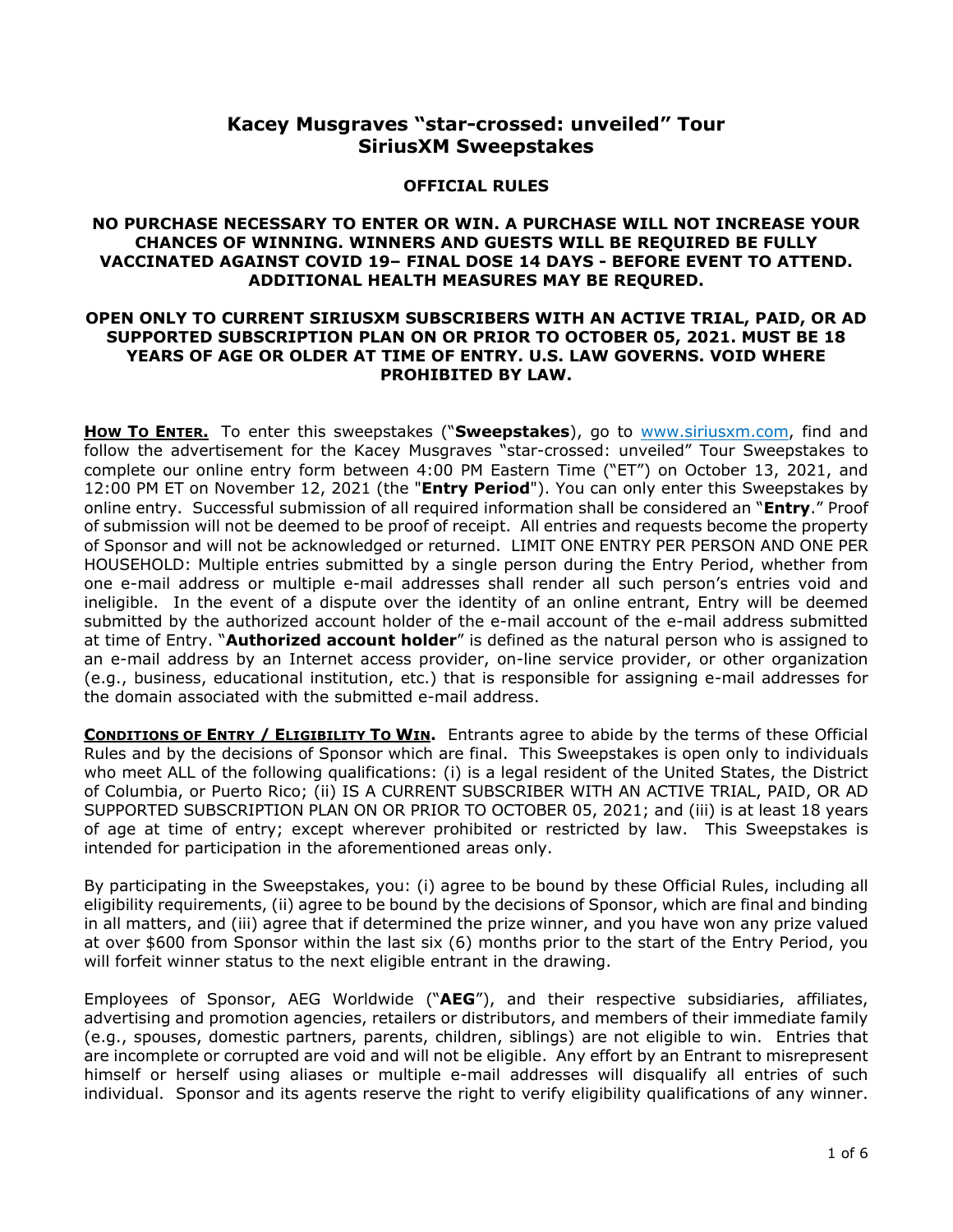# Kacey Musgraves "star-crossed: unveiled" Tour SiriusXM Sweepstakes

## OFFICIAL RULES

**NO PURCHASE NECESSARY TO ENTER OR WIN. A PURCHASE WILL NOT INCREASE YOUR CHANCES OF WINNING. WINNERS AND GUESTS WILL BE REQUIRED BE FULLY VACCINATED AGAINST COVID 19– FINAL DOSE 14 DAYS - BEFORE EVENT TO ATTEND. ADDITIONAL HEALTH MEASURES MAY BE REQURED.**

**OPEN ONLY TO CURRENT SIRIUSXM SUBSCRIBERS WITH AN ACTIVE TRIAL, PAID, OR AD SUPPORTED SUBSCRIPTION PLAN ON OR PRIOR TO OCTOBER 05, 2021. MUST BE 18 YEARS OF AGE OR OLDER AT TIME OF ENTRY. U.S. LAW GOVERNS. VOID WHERE PROHIBITED BY LAW.**

**HOW TO ENTER.** To enter this sweepstakes ("**Sweepstakes**"), go to www.siriusxm.com, find and follow the advertisement for the Kacey Musgraves "star-crossed: unveiled" Tour Sweepstakes to complete our online entry form between 4:00 PM Eastern Time ("ET") on October 13, 2021, and 12:00 PM ET on November 12, 2021 (the "**Entry Period**"). You can only enter this Sweepstakes by online entry. Successful submission of all required information shall be considered an "**Entry**." Proof of submission will not be deemed to be proof of receipt. All entries and requests become the property of Sponsor and will not be acknowledged or returned. LIMIT ONE ENTRY PER PERSON AND ONE PER HOUSEHOLD: Multiple entries submitted by a single person during the Entry Period, whether from one e-mail address or multiple e-mail addresses shall render all such person's entries void and ineligible. In the event of a dispute over the identity of an online entrant, Entry will be deemed submitted by the authorized account holder of the e-mail account of the e-mail address submitted at time of Entry. "**Authorized account holder**" is defined as the natural person who is assigned to an e-mail address by an Internet access provider, on-line service provider, or other organization (e.g., business, educational institution, etc.) that is responsible for assigning e-mail addresses for the domain associated with the submitted e-mail address.

**CONDITIONS OF ENTRY / ELIGIBILITY TO WIN.** Entrants agree to abide by the terms of these Official Rules and by the decisions of Sponsor which are final. This Sweepstakes is open only to individuals who meet ALL of the following qualifications: (i) is a legal resident of the United States, the District of Columbia, or Puerto Rico; (ii) IS A CURRENT SUBSCRIBER WITH AN ACTIVE TRIAL, PAID, OR AD SUPPORTED SUBSCRIPTION PLAN ON OR PRIOR TO OCTOBER 05, 2021; and (iii) is at least 18 years of age at time of entry; except wherever prohibited or restricted by law. This Sweepstakes is intended for participation in the aforementioned areas only.

By participating in the Sweepstakes, you: (i) agree to be bound by these Official Rules, including all eligibility requirements, (ii) agree to be bound by the decisions of Sponsor, which are final and binding in all matters, and (iii) agree that if determined the prize winner, and you have won any prize valued at over $600 from Sponsor within the last six (6) months prior to the start of the Entry Period, you will forfeit winner status to the next eligible entrant in the drawing.

Employees of Sponsor, AEG Worldwide ("**AEG**"), and their respective subsidiaries, affiliates, advertising and promotion agencies, retailers or distributors, and members of their immediate family (e.g., spouses, domestic partners, parents, children, siblings) are not eligible to win. Entries that are incomplete or corrupted are void and will not be eligible. Any effort by an Entrant to misrepresent himself or herself using aliases or multiple e-mail addresses will disqualify all entries of such individual. Sponsor and its agents reserve the right to verify eligibility qualifications of any winner.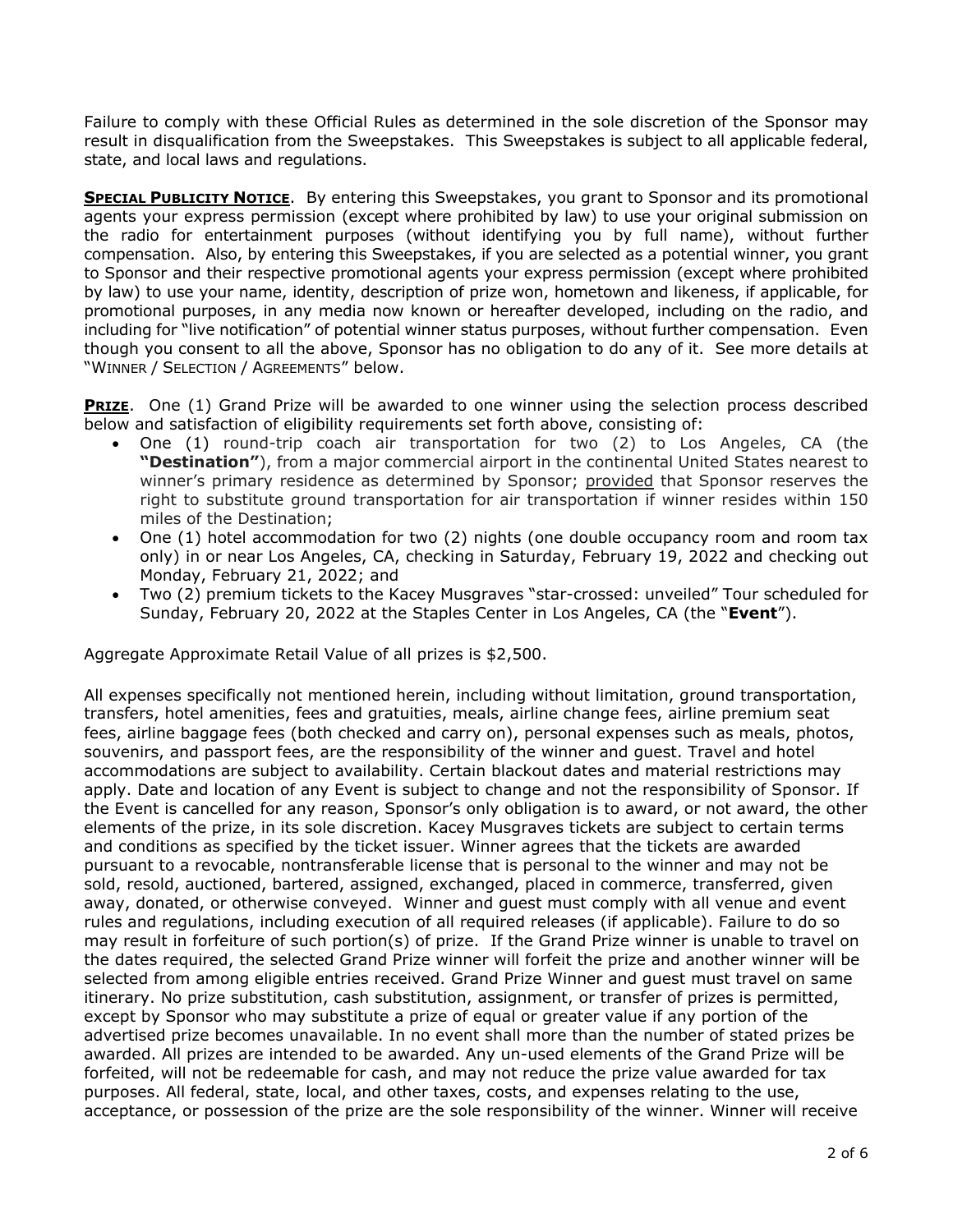Failure to comply with these Official Rules as determined in the sole discretion of the Sponsor may result in disqualification from the Sweepstakes. This Sweepstakes is subject to all applicable federal, state, and local laws and regulations.

**SPECIAL PUBLICITY NOTICE**. By entering this Sweepstakes, you grant to Sponsor and its promotional agents your express permission (except where prohibited by law) to use your original submission on the radio for entertainment purposes (without identifying you by full name), without further compensation. Also, by entering this Sweepstakes, if you are selected as a potential winner, you grant to Sponsor and their respective promotional agents your express permission (except where prohibited by law) to use your name, identity, description of prize won, hometown and likeness, if applicable, for promotional purposes, in any media now known or hereafter developed, including on the radio, and including for "live notification" of potential winner status purposes, without further compensation. Even though you consent to all the above, Sponsor has no obligation to do any of it. See more details at "WINNER / SELECTION / AGREEMENTS" below.

**PRIZE**. One (1) Grand Prize will be awarded to one winner using the selection process described below and satisfaction of eligibility requirements set forth above, consisting of:

- One (1) round-trip coach air transportation for two (2) to Los Angeles, CA (the **"Destination"**), from a major commercial airport in the continental United States nearest to winner's primary residence as determined by Sponsor; provided that Sponsor reserves the right to substitute ground transportation for air transportation if winner resides within 150 miles of the Destination;
- One (1) hotel accommodation for two (2) nights (one double occupancy room and room tax only) in or near Los Angeles, CA, checking in Saturday, February 19, 2022 and checking out Monday, February 21, 2022; and
- Two (2) premium tickets to the Kacey Musgraves "star-crossed: unveiled" Tour scheduled for Sunday, February 20, 2022 at the Staples Center in Los Angeles, CA (the "**Event**").

Aggregate Approximate Retail Value of all prizes is $2,500.

All expenses specifically not mentioned herein, including without limitation, ground transportation, transfers, hotel amenities, fees and gratuities, meals, airline change fees, airline premium seat fees, airline baggage fees (both checked and carry on), personal expenses such as meals, photos, souvenirs, and passport fees, are the responsibility of the winner and guest. Travel and hotel accommodations are subject to availability. Certain blackout dates and material restrictions may apply. Date and location of any Event is subject to change and not the responsibility of Sponsor. If the Event is cancelled for any reason, Sponsor's only obligation is to award, or not award, the other elements of the prize, in its sole discretion. Kacey Musgraves tickets are subject to certain terms and conditions as specified by the ticket issuer. Winner agrees that the tickets are awarded pursuant to a revocable, nontransferable license that is personal to the winner and may not be sold, resold, auctioned, bartered, assigned, exchanged, placed in commerce, transferred, given away, donated, or otherwise conveyed. Winner and guest must comply with all venue and event rules and regulations, including execution of all required releases (if applicable). Failure to do so may result in forfeiture of such portion(s) of prize. If the Grand Prize winner is unable to travel on the dates required, the selected Grand Prize winner will forfeit the prize and another winner will be selected from among eligible entries received. Grand Prize Winner and guest must travel on same itinerary. No prize substitution, cash substitution, assignment, or transfer of prizes is permitted, except by Sponsor who may substitute a prize of equal or greater value if any portion of the advertised prize becomes unavailable. In no event shall more than the number of stated prizes be awarded. All prizes are intended to be awarded. Any un-used elements of the Grand Prize will be forfeited, will not be redeemable for cash, and may not reduce the prize value awarded for tax purposes. All federal, state, local, and other taxes, costs, and expenses relating to the use, acceptance, or possession of the prize are the sole responsibility of the winner. Winner will receive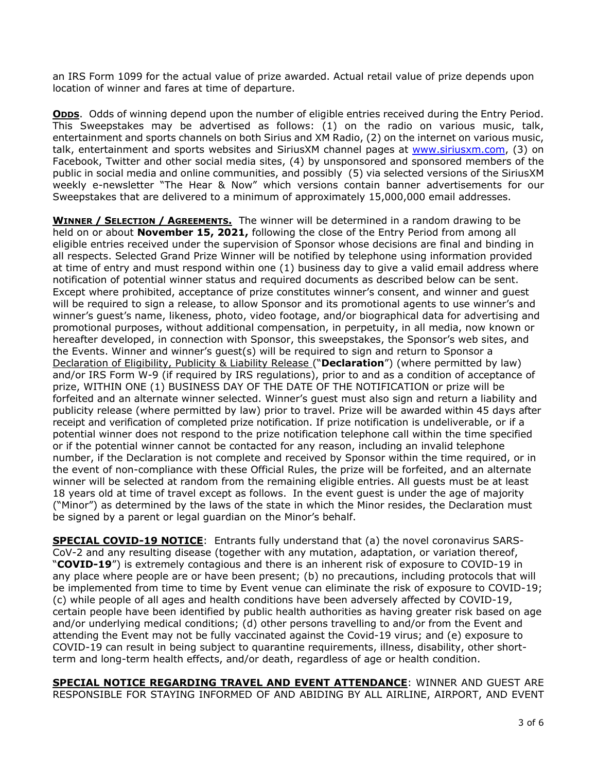an IRS Form 1099 for the actual value of prize awarded. Actual retail value of prize depends upon location of winner and fares at time of departure.

**ODDS**. Odds of winning depend upon the number of eligible entries received during the Entry Period. This Sweepstakes may be advertised as follows: (1) on the radio on various music, talk, entertainment and sports channels on both Sirius and XM Radio, (2) on the internet on various music, talk, entertainment and sports websites and SiriusXM channel pages at www.siriusxm.com, (3) on Facebook, Twitter and other social media sites, (4) by unsponsored and sponsored members of the public in social media and online communities, and possibly (5) via selected versions of the SiriusXM weekly e-newsletter "The Hear & Now" which versions contain banner advertisements for our Sweepstakes that are delivered to a minimum of approximately 15,000,000 email addresses.

**WINNER / SELECTION / AGREEMENTS.** The winner will be determined in a random drawing to be held on or about **November 15, 2021,** following the close of the Entry Period from among all eligible entries received under the supervision of Sponsor whose decisions are final and binding in all respects. Selected Grand Prize Winner will be notified by telephone using information provided at time of entry and must respond within one (1) business day to give a valid email address where notification of potential winner status and required documents as described below can be sent. Except where prohibited, acceptance of prize constitutes winner's consent, and winner and guest will be required to sign a release, to allow Sponsor and its promotional agents to use winner's and winner's guest's name, likeness, photo, video footage, and/or biographical data for advertising and promotional purposes, without additional compensation, in perpetuity, in all media, now known or hereafter developed, in connection with Sponsor, this sweepstakes, the Sponsor's web sites, and the Events. Winner and winner's guest(s) will be required to sign and return to Sponsor a Declaration of Eligibility, Publicity & Liability Release ("**Declaration**") (where permitted by law) and/or IRS Form W-9 (if required by IRS regulations), prior to and as a condition of acceptance of prize, WITHIN ONE (1) BUSINESS DAY OF THE DATE OF THE NOTIFICATION or prize will be forfeited and an alternate winner selected. Winner's guest must also sign and return a liability and publicity release (where permitted by law) prior to travel. Prize will be awarded within 45 days after receipt and verification of completed prize notification. If prize notification is undeliverable, or if a potential winner does not respond to the prize notification telephone call within the time specified or if the potential winner cannot be contacted for any reason, including an invalid telephone number, if the Declaration is not complete and received by Sponsor within the time required, or in the event of non-compliance with these Official Rules, the prize will be forfeited, and an alternate winner will be selected at random from the remaining eligible entries. All guests must be at least 18 years old at time of travel except as follows. In the event guest is under the age of majority ("Minor") as determined by the laws of the state in which the Minor resides, the Declaration must be signed by a parent or legal guardian on the Minor's behalf.

**SPECIAL COVID-19 NOTICE**: Entrants fully understand that (a) the novel coronavirus SARS-CoV-2 and any resulting disease (together with any mutation, adaptation, or variation thereof, "**COVID-19**") is extremely contagious and there is an inherent risk of exposure to COVID-19 in any place where people are or have been present; (b) no precautions, including protocols that will be implemented from time to time by Event venue can eliminate the risk of exposure to COVID-19; (c) while people of all ages and health conditions have been adversely affected by COVID-19, certain people have been identified by public health authorities as having greater risk based on age and/or underlying medical conditions; (d) other persons travelling to and/or from the Event and attending the Event may not be fully vaccinated against the Covid-19 virus; and (e) exposure to COVID-19 can result in being subject to quarantine requirements, illness, disability, other short-term and long-term health effects, and/or death, regardless of age or health condition.

**SPECIAL NOTICE REGARDING TRAVEL AND EVENT ATTENDANCE**: WINNER AND GUEST ARE RESPONSIBLE FOR STAYING INFORMED OF AND ABIDING BY ALL AIRLINE, AIRPORT, AND EVENT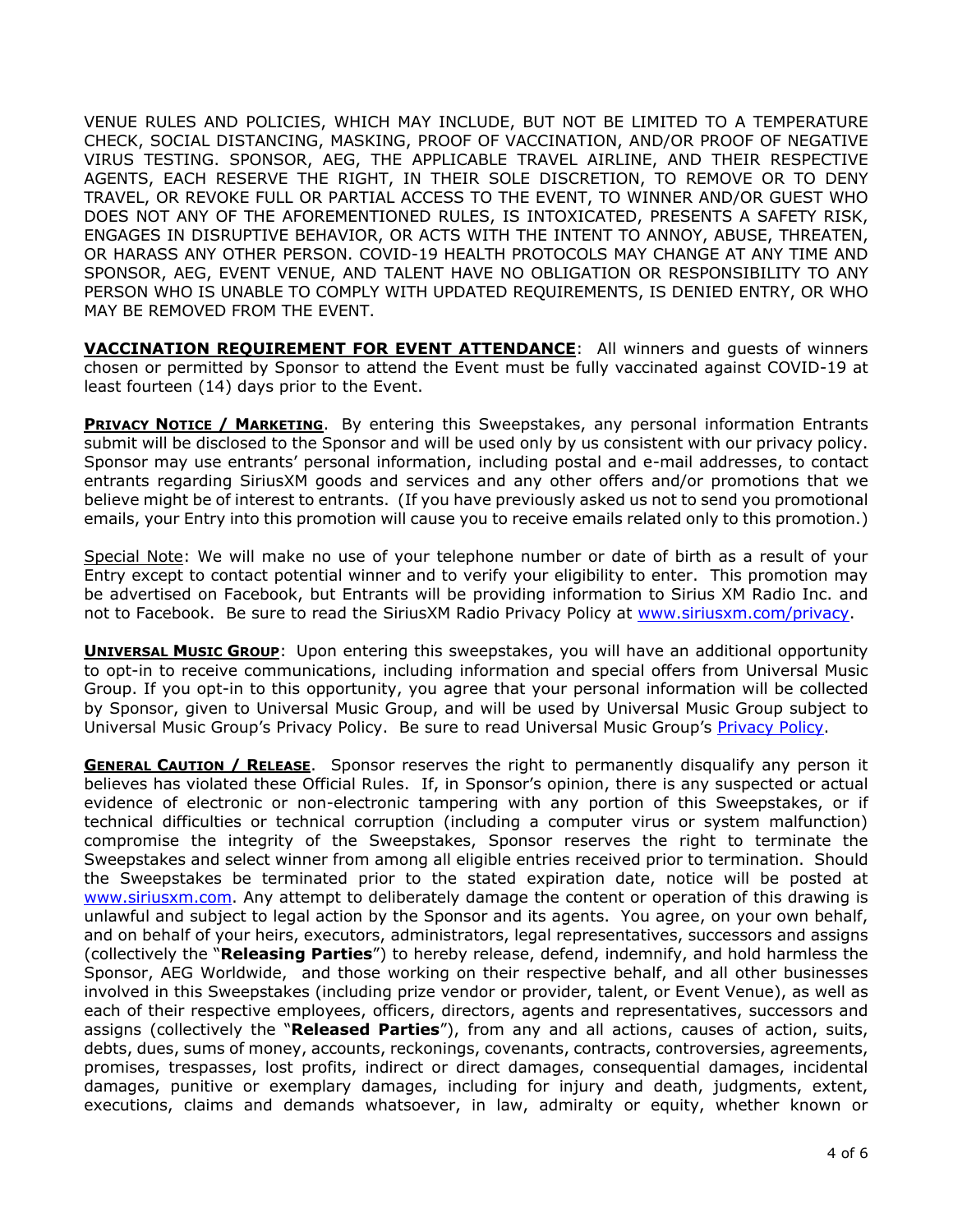VENUE RULES AND POLICIES, WHICH MAY INCLUDE, BUT NOT BE LIMITED TO A TEMPERATURE CHECK, SOCIAL DISTANCING, MASKING, PROOF OF VACCINATION, AND/OR PROOF OF NEGATIVE VIRUS TESTING. SPONSOR, AEG, THE APPLICABLE TRAVEL AIRLINE, AND THEIR RESPECTIVE AGENTS, EACH RESERVE THE RIGHT, IN THEIR SOLE DISCRETION, TO REMOVE OR TO DENY TRAVEL, OR REVOKE FULL OR PARTIAL ACCESS TO THE EVENT, TO WINNER AND/OR GUEST WHO DOES NOT ANY OF THE AFOREMENTIONED RULES, IS INTOXICATED, PRESENTS A SAFETY RISK, ENGAGES IN DISRUPTIVE BEHAVIOR, OR ACTS WITH THE INTENT TO ANNOY, ABUSE, THREATEN, OR HARASS ANY OTHER PERSON. COVID-19 HEALTH PROTOCOLS MAY CHANGE AT ANY TIME AND SPONSOR, AEG, EVENT VENUE, AND TALENT HAVE NO OBLIGATION OR RESPONSIBILITY TO ANY PERSON WHO IS UNABLE TO COMPLY WITH UPDATED REQUIREMENTS, IS DENIED ENTRY, OR WHO MAY BE REMOVED FROM THE EVENT.

**VACCINATION REQUIREMENT FOR EVENT ATTENDANCE**: All winners and guests of winners chosen or permitted by Sponsor to attend the Event must be fully vaccinated against COVID-19 at least fourteen (14) days prior to the Event.

**PRIVACY NOTICE / MARKETING**. By entering this Sweepstakes, any personal information Entrants submit will be disclosed to the Sponsor and will be used only by us consistent with our privacy policy. Sponsor may use entrants' personal information, including postal and e-mail addresses, to contact entrants regarding SiriusXM goods and services and any other offers and/or promotions that we believe might be of interest to entrants. (If you have previously asked us not to send you promotional emails, your Entry into this promotion will cause you to receive emails related only to this promotion.)

Special Note: We will make no use of your telephone number or date of birth as a result of your Entry except to contact potential winner and to verify your eligibility to enter. This promotion may be advertised on Facebook, but Entrants will be providing information to Sirius XM Radio Inc. and not to Facebook. Be sure to read the SiriusXM Radio Privacy Policy at [www.siriusxm.com/privacy](www.siriusxm.com/privacy).

**UNIVERSAL MUSIC GROUP**: Upon entering this sweepstakes, you will have an additional opportunity to opt-in to receive communications, including information and special offers from Universal Music Group. If you opt-in to this opportunity, you agree that your personal information will be collected by Sponsor, given to Universal Music Group, and will be used by Universal Music Group subject to Universal Music Group's Privacy Policy. Be sure to read Universal Music Group's Privacy Policy.

**GENERAL CAUTION / RELEASE**. Sponsor reserves the right to permanently disqualify any person it believes has violated these Official Rules. If, in Sponsor's opinion, there is any suspected or actual evidence of electronic or non-electronic tampering with any portion of this Sweepstakes, or if technical difficulties or technical corruption (including a computer virus or system malfunction) compromise the integrity of the Sweepstakes, Sponsor reserves the right to terminate the Sweepstakes and select winner from among all eligible entries received prior to termination. Should the Sweepstakes be terminated prior to the stated expiration date, notice will be posted at [www.siriusxm.com](www.siriusxm.com). Any attempt to deliberately damage the content or operation of this drawing is unlawful and subject to legal action by the Sponsor and its agents. You agree, on your own behalf, and on behalf of your heirs, executors, administrators, legal representatives, successors and assigns (collectively the "**Releasing Parties**") to hereby release, defend, indemnify, and hold harmless the Sponsor, AEG Worldwide, and those working on their respective behalf, and all other businesses involved in this Sweepstakes (including prize vendor or provider, talent, or Event Venue), as well as each of their respective employees, officers, directors, agents and representatives, successors and assigns (collectively the "**Released Parties**"), from any and all actions, causes of action, suits, debts, dues, sums of money, accounts, reckonings, covenants, contracts, controversies, agreements, promises, trespasses, lost profits, indirect or direct damages, consequential damages, incidental damages, punitive or exemplary damages, including for injury and death, judgments, extent, executions, claims and demands whatsoever, in law, admiralty or equity, whether known or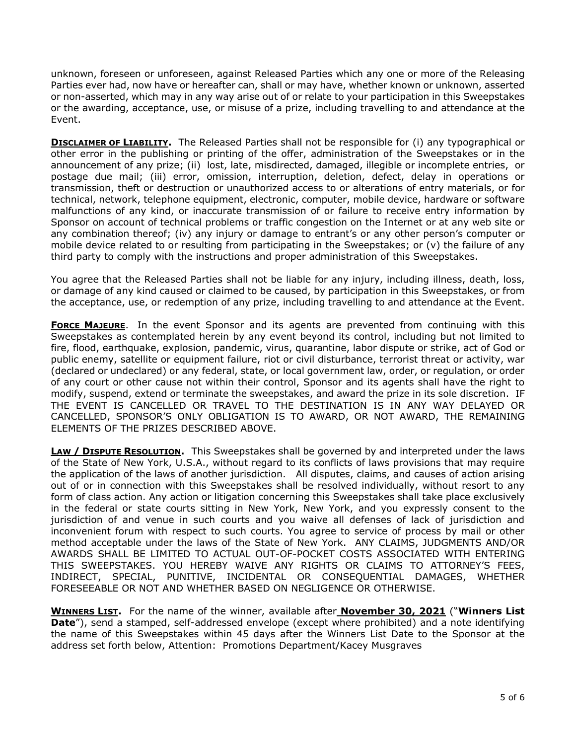unknown, foreseen or unforeseen, against Released Parties which any one or more of the Releasing Parties ever had, now have or hereafter can, shall or may have, whether known or unknown, asserted or non-asserted, which may in any way arise out of or relate to your participation in this Sweepstakes or the awarding, acceptance, use, or misuse of a prize, including travelling to and attendance at the Event.

**DISCLAIMER OF LIABILITY.** The Released Parties shall not be responsible for (i) any typographical or other error in the publishing or printing of the offer, administration of the Sweepstakes or in the announcement of any prize; (ii) lost, late, misdirected, damaged, illegible or incomplete entries, or postage due mail; (iii) error, omission, interruption, deletion, defect, delay in operations or transmission, theft or destruction or unauthorized access to or alterations of entry materials, or for technical, network, telephone equipment, electronic, computer, mobile device, hardware or software malfunctions of any kind, or inaccurate transmission of or failure to receive entry information by Sponsor on account of technical problems or traffic congestion on the Internet or at any web site or any combination thereof; (iv) any injury or damage to entrant's or any other person's computer or mobile device related to or resulting from participating in the Sweepstakes; or (v) the failure of any third party to comply with the instructions and proper administration of this Sweepstakes.

You agree that the Released Parties shall not be liable for any injury, including illness, death, loss, or damage of any kind caused or claimed to be caused, by participation in this Sweepstakes, or from the acceptance, use, or redemption of any prize, including travelling to and attendance at the Event.

**FORCE MAJEURE**. In the event Sponsor and its agents are prevented from continuing with this Sweepstakes as contemplated herein by any event beyond its control, including but not limited to fire, flood, earthquake, explosion, pandemic, virus, quarantine, labor dispute or strike, act of God or public enemy, satellite or equipment failure, riot or civil disturbance, terrorist threat or activity, war (declared or undeclared) or any federal, state, or local government law, order, or regulation, or order of any court or other cause not within their control, Sponsor and its agents shall have the right to modify, suspend, extend or terminate the sweepstakes, and award the prize in its sole discretion. IF THE EVENT IS CANCELLED OR TRAVEL TO THE DESTINATION IS IN ANY WAY DELAYED OR CANCELLED, SPONSOR'S ONLY OBLIGATION IS TO AWARD, OR NOT AWARD, THE REMAINING ELEMENTS OF THE PRIZES DESCRIBED ABOVE.

**LAW / DISPUTE RESOLUTION.** This Sweepstakes shall be governed by and interpreted under the laws of the State of New York, U.S.A., without regard to its conflicts of laws provisions that may require the application of the laws of another jurisdiction. All disputes, claims, and causes of action arising out of or in connection with this Sweepstakes shall be resolved individually, without resort to any form of class action. Any action or litigation concerning this Sweepstakes shall take place exclusively in the federal or state courts sitting in New York, New York, and you expressly consent to the jurisdiction of and venue in such courts and you waive all defenses of lack of jurisdiction and inconvenient forum with respect to such courts. You agree to service of process by mail or other method acceptable under the laws of the State of New York. ANY CLAIMS, JUDGMENTS AND/OR AWARDS SHALL BE LIMITED TO ACTUAL OUT-OF-POCKET COSTS ASSOCIATED WITH ENTERING THIS SWEEPSTAKES. YOU HEREBY WAIVE ANY RIGHTS OR CLAIMS TO ATTORNEY'S FEES, INDIRECT, SPECIAL, PUNITIVE, INCIDENTAL OR CONSEQUENTIAL DAMAGES, WHETHER FORESEEABLE OR NOT AND WHETHER BASED ON NEGLIGENCE OR OTHERWISE.

**WINNERS LIST.** For the name of the winner, available after **November 30, 2021** ("**Winners List Date**"), send a stamped, self-addressed envelope (except where prohibited) and a note identifying the name of this Sweepstakes within 45 days after the Winners List Date to the Sponsor at the address set forth below, Attention: Promotions Department/Kacey Musgraves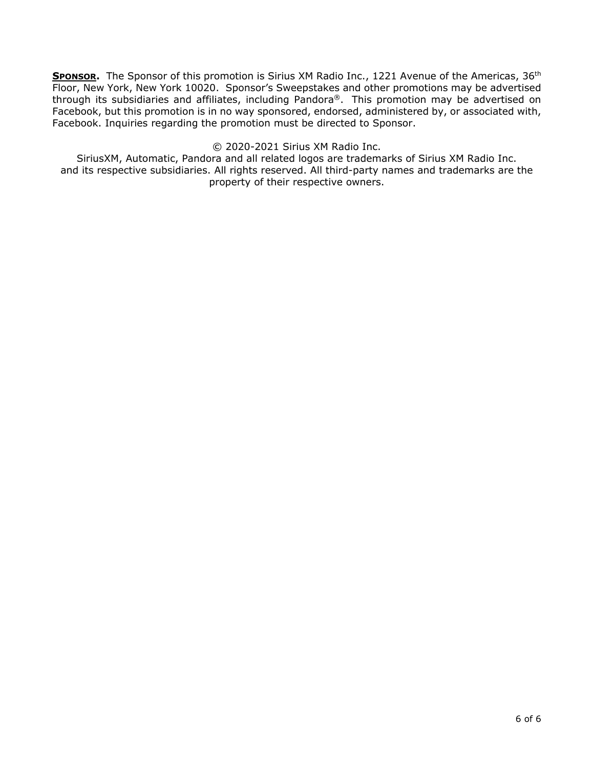**<u>SPONSOR</u>.** The Sponsor of this promotion is Sirius XM Radio Inc., 1221 Avenue of the Americas, 36th Floor, New York, New York 10020. Sponsor's Sweepstakes and other promotions may be advertised through its subsidiaries and affiliates, including Pandora®. This promotion may be advertised on Facebook, but this promotion is in no way sponsored, endorsed, administered by, or associated with, Facebook. Inquiries regarding the promotion must be directed to Sponsor.

© 2020-2021 Sirius XM Radio Inc.

SiriusXM, Automatic, Pandora and all related logos are trademarks of Sirius XM Radio Inc. and its respective subsidiaries. All rights reserved. All third-party names and trademarks are the property of their respective owners.